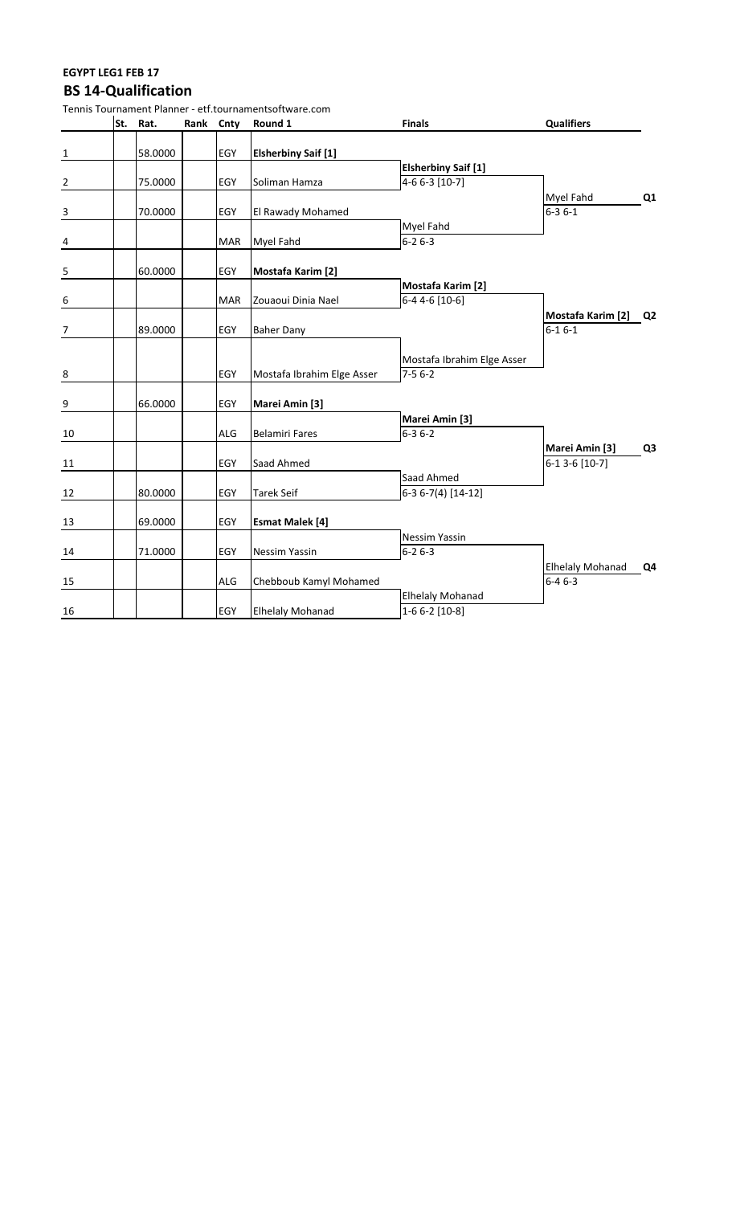**EGYPT LEG1 FEB 17**

## BS 14-Qualification

Tennis Tournament Planner - etf.tournamentsoftware.com

| | St. | Rat. | Rank | Cnty | Round 1 | Finals | Qualifiers | |
|---|---|---|---|---|---|---|---|---|
| 1 | | 58.0000 | | EGY | **Elsherbiny Saif [1]** | | | |
| | | | | | | **Elsherbiny Saif [1]** | | |
| 2 | | 75.0000 | | EGY | Soliman Hamza | 4-6 6-3 [10-7] | | |
| | | | | | | | Myel Fahd | **Q1** |
| 3 | | 70.0000 | | EGY | El Rawady Mohamed | | 6-3 6-1 | |
| | | | | | | Myel Fahd | | |
| 4 | | | | MAR | Myel Fahd | 6-2 6-3 | | |
| 5 | | 60.0000 | | EGY | **Mostafa Karim [2]** | | | |
| | | | | | | **Mostafa Karim [2]** | | |
| 6 | | | | MAR | Zouaoui Dinia Nael | 6-4 4-6 [10-6] | | |
| | | | | | | | **Mostafa Karim [2]** | **Q2** |
| 7 | | 89.0000 | | EGY | Baher Dany | | 6-1 6-1 | |
| | | | | | | Mostafa Ibrahim Elge Asser | | |
| 8 | | | | EGY | Mostafa Ibrahim Elge Asser | 7-5 6-2 | | |
| 9 | | 66.0000 | | EGY | **Marei Amin [3]** | | | |
| | | | | | | **Marei Amin [3]** | | |
| 10 | | | | ALG | Belamiri Fares | 6-3 6-2 | | |
| | | | | | | | **Marei Amin [3]** | **Q3** |
| 11 | | | | EGY | Saad Ahmed | | 6-1 3-6 [10-7] | |
| | | | | | | Saad Ahmed | | |
| 12 | | 80.0000 | | EGY | Tarek Seif | 6-3 6-7(4) [14-12] | | |
| 13 | | 69.0000 | | EGY | **Esmat Malek [4]** | | | |
| | | | | | | Nessim Yassin | | |
| 14 | | 71.0000 | | EGY | Nessim Yassin | 6-2 6-3 | | |
| | | | | | | | Elhelaly Mohanad | **Q4** |
| 15 | | | | ALG | Chebboub Kamyl Mohamed | | 6-4 6-3 | |
| | | | | | | Elhelaly Mohanad | | |
| 16 | | | | EGY | Elhelaly Mohanad | 1-6 6-2 [10-8] | | |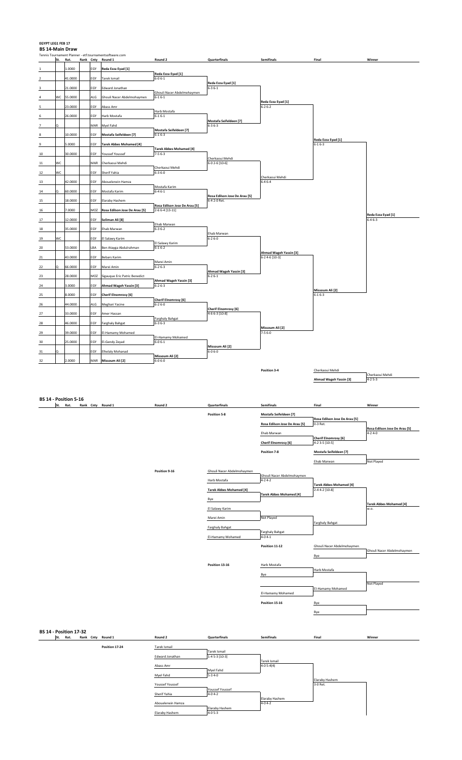**EGYPT LEG1 FEB 17**

## BS 14-Main Draw

Tennis Tournament Planner - etf.tournamentsoftware.com

| | St. | Rat. | Rank | Cnty | Round 1 | Round 2 | Quarterfinals | Semifinals | Final | Winner |
|---|---|---|---|---|---|---|---|---|---|---|
| 1 | | 1.0000 | | EGY | **Reda Ezza Eyad [1]** | | | | | |
| | | | | | | **Reda Ezza Eyad [1]** 6-0 6-1 | | | | |
| 2 | | 41.0000 | | EGY | Tarek Ismail | | | | | |
| | | | | | | | **Reda Ezza Eyad [1]** 6-3 6-1 | | | |
| 3 | | 21.0000 | | EGY | Edward Jonathan | | | | | |
| | | | | | | Ghouli Nacer Abdelmohaymen 6-1 6-1 | | | | |
| 4 | WC | 55.0000 | | ALG | Ghouli Nacer Abdelmohaymen | | | | | |
| | | | | | | | | **Reda Ezza Eyad [1]** 6-2 6-2 | | |
| 5 | | 23.0000 | | EGY | Abass Amr | | | | | |
| | | | | | | Harb Mostafa 6-1 6-1 | | | | |
| 6 | | 26.0000 | | EGY | Harb Mostafa | | | | | |
| | | | | | | | **Mostafa Seifeldeen [7]** 6-3 6-3 | | | |
| 7 | Q | | | MAR | Myel Fahd | | | | | |
| | | | | | | **Mostafa Seifeldeen [7]** 6-1 6-3 | | | | |
| 8 | | 10.0000 | | EGY | **Mostafa Seifeldeen [7]** | | | | | |
| | | | | | | | | | **Reda Ezza Eyad [1]** 6-1 6-3 | |
| 9 | | 5.0000 | | EGY | **Tarek Abbes Mohamed [4]** | | | | | |
| | | | | | | **Tarek Abbes Mohamed [4]** 7-5 6-3 | | | | |
| 10 | | 30.0000 | | EGY | Youssef Youssef | | | | | |
| | | | | | | | Cherkaoui Mehdi 6-0 2-6 [10-6] | | | |
| 11 | WC | | | MAR | Cherkaoui Mehdi | | | | | |
| | | | | | | Cherkaoui Mehdi 6-3 6-0 | | | | |
| 12 | WC | | | EGY | Sherif Yahia | | | | | |
| | | | | | | | | Cherkaoui Mehdi 6-4 6-4 | | |
| 13 | | 42.0000 | | EGY | Abouelenein Hamza | | | | | |
| | | | | | | Mostafa Karim 6-4 6-1 | | | | |
| 14 | Q | 60.0000 | | EGY | Mostafa Karim | | | | | |
| | | | | | | | **Rosa Edilson Jose De Arau [5]** 6-4 2-0 Ret. | | | |
| 15 | | 18.0000 | | EGY | Elaraby Hashem | | | | | |
| | | | | | | **Rosa Edilson Jose De Arau [5]** 2-6 6-4 [13-11] | | | | |
| 16 | | 7.0000 | | MOZ | **Rosa Edilson Jose De Arau [5]** | | | | | |
| | | | | | | | | | | **Reda Ezza Eyad [1]** 6-4 6-3 |
| 17 | | 12.0000 | | EGY | **Soliman Ali [8]** | | | | | |
| | | | | | | Ehab Marwan 6-3 6-2 | | | | |
| 18 | | 35.0000 | | EGY | Ehab Marwan | | | | | |
| | | | | | | | Ehab Marwan 6-2 6-0 | | | |
| 19 | WC | | | EGY | El Salawy Karim | | | | | |
| | | | | | | El Salawy Karim 6-1 6-2 | | | | |
| 20 | | 53.0000 | | LBA | Ben Atayga Abdulrahman | | | | | |
| | | | | | | | | **Ahmad Wageh Yassin [3]** 6-2 4-6 [10-3] | | |
| 21 | | 43.0000 | | EGY | Bebars Karim | | | | | |
| | | | | | | Marei Amin 6-2 6-3 | | | | |
| 22 | Q | 66.0000 | | EGY | Marei Amin | | | | | |
| | | | | | | | **Ahmad Wageh Yassin [3]** 6-2 6-1 | | | |
| 23 | | 28.0000 | | MOZ | Sigauque Eric Patric Benedict | | | | | |
| | | | | | | **Ahmad Wageh Yassin [3]** 6-2 6-3 | | | | |
| 24 | | 3.0000 | | EGY | **Ahmad Wageh Yassin [3]** | | | | | |
| | | | | | | | | | **Missoum Ali [2]** 6-1 6-3 | |
| 25 | | 8.0000 | | EGY | **Cherif Elnomrosy [6]** | | | | | |
| | | | | | | **Cherif Elnomrosy [6]** 6-2 6-0 | | | | |
| 26 | | 44.0000 | | ALG | Meghari Yacine | | | | | |
| | | | | | | | **Cherif Elnomrosy [6]** 4-6 6-3 [10-8] | | | |
| 27 | | 33.0000 | | EGY | Amer Hassan | | | | | |
| | | | | | | Farghaly Bahgat 6-3 6-3 | | | | |
| 28 | | 46.0000 | | EGY | Farghaly Bahgat | | | | | |
| | | | | | | | | **Missoum Ali [2]** 7-5 6-0 | | |
| 29 | | 39.0000 | | EGY | El-Hamamy Mohamed | | | | | |
| | | | | | | El-Hamamy Mohamed 6-0 6-1 | | | | |
| 30 | | 25.0000 | | EGY | El-Gendy Zeyad | | | | | |
| | | | | | | | **Missoum Ali [2]** 6-0 6-0 | | | |
| 31 | Q | | | EGY | Elhelaly Mohanad | | | | | |
| | | | | | | **Missoum Ali [2]** 6-0 6-0 | | | | |
| 32 | | 2.0000 | | MAR | **Missoum Ali [2]** | | | | | |

**Position 3-4**

| Final | Winner |
|---|---|
| Cherkaoui Mehdi | |
| | Cherkaoui Mehdi 4-2 5-3 |
| **Ahmad Wageh Yassin [3]** | |

## BS 14 - Position 5-16

**Position 5-8**

| Semifinals | Final | Winner |
|---|---|---|
| **Mostafa Seifeldeen [7]** | | |
| | **Rosa Edilson Jose De Arau [5]** 0-3 Ret. | |
| **Rosa Edilson Jose De Arau [5]** | | |
| | | **Rosa Edilson Jose De Arau [5]** 4-2 4-0 |
| Ehab Marwan | | |
| | **Cherif Elnomrosy [6]** 4-2 3-5 [10-5] | |
| **Cherif Elnomrosy [6]** | | |

**Position 7-8**

| Final | Winner |
|---|---|
| **Mostafa Seifeldeen [7]** | |
| | Not Played |
| Ehab Marwan | |

**Position 9-16**

| Quarterfinals | Semifinals | Final | Winner |
|---|---|---|---|
| Ghouli Nacer Abdelmohaymen | | | |
| | Ghouli Nacer Abdelmohaymen 4-2 4-2 | | |
| Harb Mostafa | | | |
| | | **Tarek Abbes Mohamed [4]** 2-4 4-2 [10-8] | |
| **Tarek Abbes Mohamed [4]** | | | |
| | **Tarek Abbes Mohamed [4]** | | |
| Bye | | | |
| | | | **Tarek Abbes Mohamed [4]** w.o. |
| El Salawy Karim | | | |
| | Not Played | | |
| Marei Amin | | | |
| | | Farghaly Bahgat | |
| Farghaly Bahgat | | | |
| | Farghaly Bahgat 4-0 4-1 | | |
| El-Hamamy Mohamed | | | |

**Position 11-12**

| Final | Winner |
|---|---|
| Ghouli Nacer Abdelmohaymen | |
| | Ghouli Nacer Abdelmohaymen |
| Bye | |

**Position 13-16**

| Semifinals | Final | Winner |
|---|---|---|
| Harb Mostafa | | |
| | Harb Mostafa | |
| Bye | | |
| | | Not Played |
| | El-Hamamy Mohamed | |
| El-Hamamy Mohamed | | |

**Position 15-16**

| Final |
|---|
| Bye |
| Bye |

## BS 14 - Position 17-32

**Position 17-24**

| Round 2 | Quarterfinals | Semifinals | Final |
|---|---|---|---|
| Tarek Ismail | | | |
| | Tarek Ismail 1-4 5-3 [10-3] | | |
| Edward Jonathan | | | |
| | | Tarek Ismail 4-0 5-4(4) | |
| Abass Amr | | | |
| | Myel Fahd 5-3 4-0 | | |
| Myel Fahd | | | |
| | | | Elaraby Hashem 3-0 Ret. |
| Youssef Youssef | | | |
| | Youssef Youssef 4-0 4-2 | | |
| Sherif Yahia | | | |
| | | Elaraby Hashem 4-0 4-2 | |
| Abouelenein Hamza | | | |
| | Elaraby Hashem 4-0 5-3 | | |
| Elaraby Hashem | | | |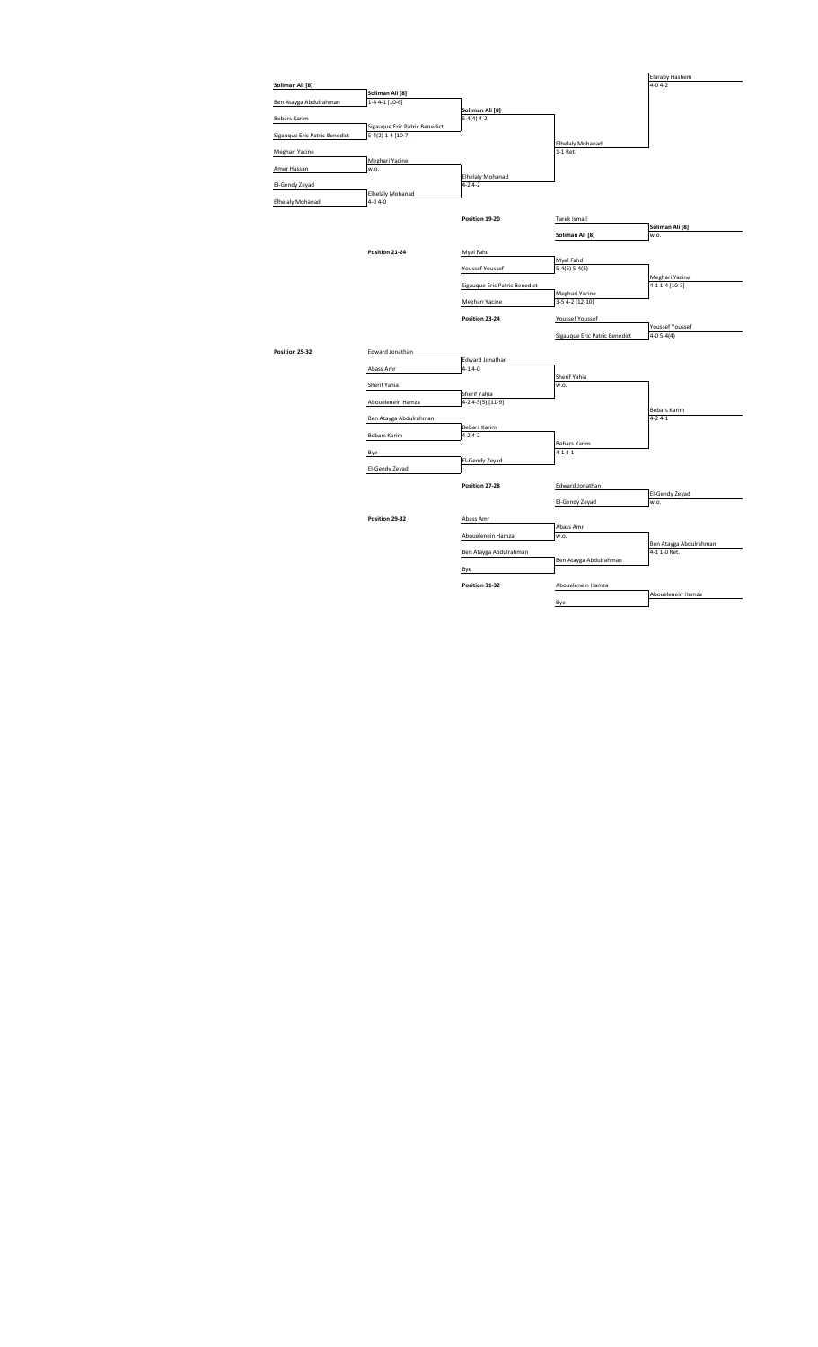## Main Draw (continued)

| Round 1 | Round 2 | Round 3 | Round 4 | Final |
|---|---|---|---|---|
| **Soliman Ali [8]** | | | | |
| Ben Atayga Abdulrahman | **Soliman Ali [8]** 1-4 4-1 [10-6] | | | |
| Bebars Karim | | **Soliman Ali [8]** 5-4(4) 4-2 | | |
| Sigauque Eric Patric Benedict | Sigauque Eric Patric Benedict 5-4(2) 1-4 [10-7] | | | |
| Meghari Yacine | | | Elhelaly Mohanad 1-1 Ret. | |
| Amer Hassan | Meghari Yacine w.o. | | | |
| El-Gendy Zeyad | | Elhelaly Mohanad 4-2 4-2 | | |
| Elhelaly Mohanad | Elhelaly Mohanad 4-0 4-0 | | | Elaraby Hashem 4-0 4-2 |

**Position 19-20**

| Players | Winner |
|---|---|
| Tarek Ismail | |
| **Soliman Ali [8]** | **Soliman Ali [8]** w.o. |

**Position 21-24**

| Round 1 | Round 2 | Final |
|---|---|---|
| Myel Fahd | | |
| Youssef Youssef | Myel Fahd 5-4(5) 5-4(5) | |
| Sigauque Eric Patric Benedict | | |
| Meghari Yacine | Meghari Yacine 3-5 4-2 [12-10] | Meghari Yacine 4-1 1-4 [10-3] |

**Position 23-24**

| Players | Winner |
|---|---|
| Youssef Youssef | |
| Sigauque Eric Patric Benedict | Youssef Youssef 4-0 5-4(4) |

**Position 25-32**

| Round 1 | Round 2 | Round 3 | Final |
|---|---|---|---|
| Edward Jonathan | | | |
| Abass Amr | Edward Jonathan 4-1 4-0 | | |
| Sherif Yahia | | Sherif Yahia w.o. | |
| Abouelenein Hamza | Sherif Yahia 4-2 4-5(5) [11-9] | | |
| Ben Atayga Abdulrahman | | | Bebars Karim 4-2 4-1 |
| Bebars Karim | Bebars Karim 4-2 4-2 | | |
| Bye | | Bebars Karim 4-1 4-1 | |
| El-Gendy Zeyad | El-Gendy Zeyad | | |

**Position 27-28**

| Players | Winner |
|---|---|
| Edward Jonathan | |
| El-Gendy Zeyad | El-Gendy Zeyad w.o. |

**Position 29-32**

| Round 1 | Round 2 | Final |
|---|---|---|
| Abass Amr | | |
| Abouelenein Hamza | Abass Amr w.o. | |
| Ben Atayga Abdulrahman | | |
| Bye | Ben Atayga Abdulrahman | Ben Atayga Abdulrahman 4-1 1-0 Ret. |

**Position 31-32**

| Players | Winner |
|---|---|
| Abouelenein Hamza | |
| Bye | Abouelenein Hamza |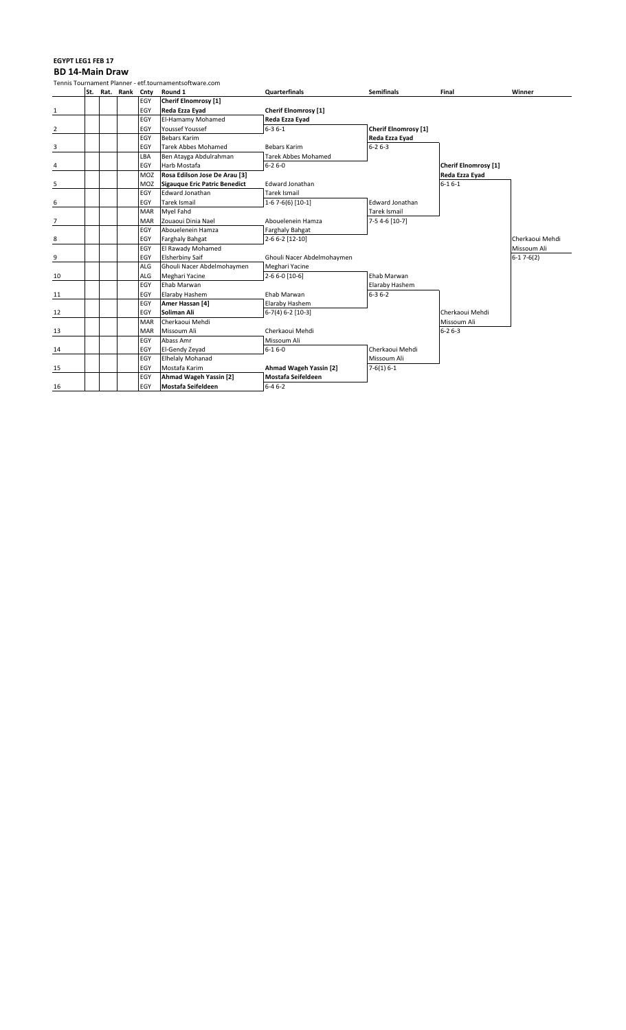**EGYPT LEG1 FEB 17**

## BD 14-Main Draw

Tennis Tournament Planner - etf.tournamentsoftware.com

| | St. | Rat. | Rank | Cnty | Round 1 | Quarterfinals | Semifinals | Final | Winner |
|---|---|---|---|---|---|---|---|---|---|
| | | | | EGY | **Cherif Elnomrosy [1]** | | | | |
| 1 | | | | EGY | **Reda Ezza Eyad** | **Cherif Elnomrosy [1]** | | | |
| | | | | EGY | El-Hamamy Mohamed | **Reda Ezza Eyad** | | | |
| 2 | | | | EGY | Youssef Youssef | 6-3 6-1 | **Cherif Elnomrosy [1]** | | |
| | | | | EGY | Bebars Karim | | **Reda Ezza Eyad** | | |
| 3 | | | | EGY | Tarek Abbes Mohamed | Bebars Karim | 6-2 6-3 | | |
| | | | | LBA | Ben Atayga Abdulrahman | Tarek Abbes Mohamed | | | |
| 4 | | | | EGY | Harb Mostafa | 6-2 6-0 | | **Cherif Elnomrosy [1]** | |
| | | | | MOZ | **Rosa Edilson Jose De Arau [3]** | | | **Reda Ezza Eyad** | |
| 5 | | | | MOZ | **Sigauque Eric Patric Benedict** | Edward Jonathan | | 6-1 6-1 | |
| | | | | EGY | Edward Jonathan | Tarek Ismail | | | |
| 6 | | | | EGY | Tarek Ismail | 1-6 7-6(6) [10-1] | Edward Jonathan | | |
| | | | | MAR | Myel Fahd | | Tarek Ismail | | |
| 7 | | | | MAR | Zouaoui Dinia Nael | Abouelenein Hamza | 7-5 4-6 [10-7] | | |
| | | | | EGY | Abouelenein Hamza | Farghaly Bahgat | | | |
| 8 | | | | EGY | Farghaly Bahgat | 2-6 6-2 [12-10] | | | Cherkaoui Mehdi |
| | | | | EGY | El Rawady Mohamed | | | | Missoum Ali |
| 9 | | | | EGY | Elsherbiny Saif | Ghouli Nacer Abdelmohaymen | | | 6-1 7-6(2) |
| | | | | ALG | Ghouli Nacer Abdelmohaymen | Meghari Yacine | | | |
| 10 | | | | ALG | Meghari Yacine | 2-6 6-0 [10-6] | Ehab Marwan | | |
| | | | | EGY | Ehab Marwan | | Elaraby Hashem | | |
| 11 | | | | EGY | Elaraby Hashem | Ehab Marwan | 6-3 6-2 | | |
| | | | | EGY | **Amer Hassan [4]** | Elaraby Hashem | | | |
| 12 | | | | EGY | **Soliman Ali** | 6-7(4) 6-2 [10-3] | | Cherkaoui Mehdi | |
| | | | | MAR | Cherkaoui Mehdi | | | Missoum Ali | |
| 13 | | | | MAR | Missoum Ali | Cherkaoui Mehdi | | 6-2 6-3 | |
| | | | | EGY | Abass Amr | Missoum Ali | | | |
| 14 | | | | EGY | El-Gendy Zeyad | 6-1 6-0 | Cherkaoui Mehdi | | |
| | | | | EGY | Elhelaly Mohanad | | Missoum Ali | | |
| 15 | | | | EGY | Mostafa Karim | **Ahmad Wageh Yassin [2]** | 7-6(1) 6-1 | | |
| | | | | EGY | **Ahmad Wageh Yassin [2]** | **Mostafa Seifeldeen** | | | |
| 16 | | | | EGY | **Mostafa Seifeldeen** | 6-4 6-2 | | | |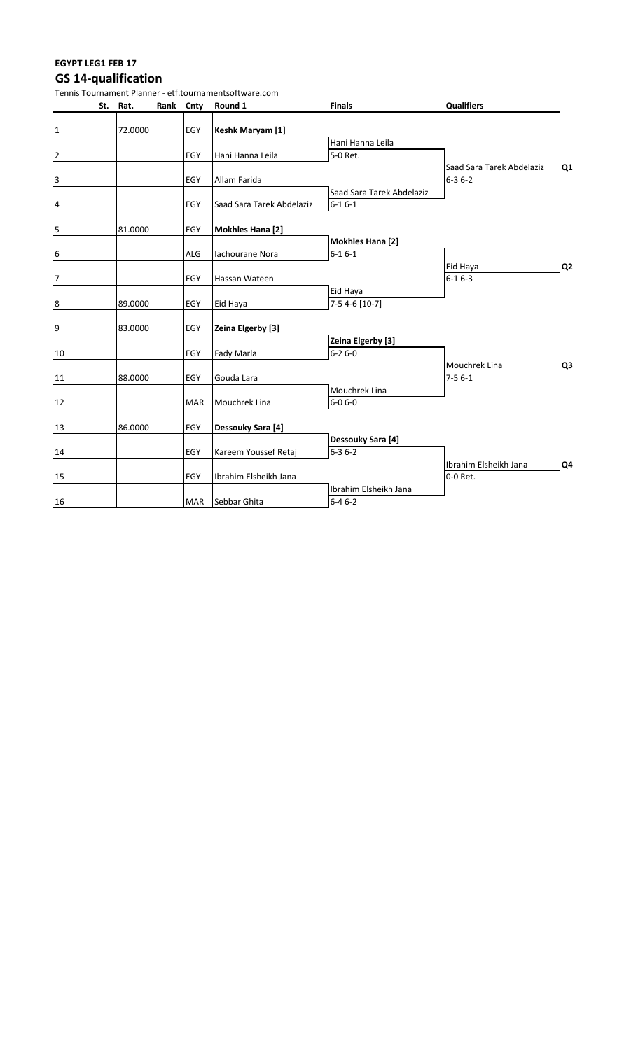**EGYPT LEG1 FEB 17**

## GS 14-qualification

Tennis Tournament Planner - etf.tournamentsoftware.com

| | St. | Rat. | Rank | Cnty | Round 1 | Finals | Qualifiers | |
|---|---|---|---|---|---|---|---|---|
| 1 | | 72.0000 | | EGY | **Keshk Maryam [1]** | | | |
| | | | | | | Hani Hanna Leila | | |
| 2 | | | | EGY | Hani Hanna Leila | 5-0 Ret. | | |
| | | | | | | | Saad Sara Tarek Abdelaziz | Q1 |
| 3 | | | | EGY | Allam Farida | | 6-3 6-2 | |
| | | | | | | Saad Sara Tarek Abdelaziz | | |
| 4 | | | | EGY | Saad Sara Tarek Abdelaziz | 6-1 6-1 | | |
| 5 | | 81.0000 | | EGY | **Mokhles Hana [2]** | | | |
| | | | | | | **Mokhles Hana [2]** | | |
| 6 | | | | ALG | Iachourane Nora | 6-1 6-1 | | |
| | | | | | | | Eid Haya | Q2 |
| 7 | | | | EGY | Hassan Wateen | | 6-1 6-3 | |
| | | | | | | Eid Haya | | |
| 8 | | 89.0000 | | EGY | Eid Haya | 7-5 4-6 [10-7] | | |
| 9 | | 83.0000 | | EGY | **Zeina Elgerby [3]** | | | |
| | | | | | | **Zeina Elgerby [3]** | | |
| 10 | | | | EGY | Fady Marla | 6-2 6-0 | | |
| | | | | | | | Mouchrek Lina | Q3 |
| 11 | | 88.0000 | | EGY | Gouda Lara | | 7-5 6-1 | |
| | | | | | | Mouchrek Lina | | |
| 12 | | | | MAR | Mouchrek Lina | 6-0 6-0 | | |
| 13 | | 86.0000 | | EGY | **Dessouky Sara [4]** | | | |
| | | | | | | **Dessouky Sara [4]** | | |
| 14 | | | | EGY | Kareem Youssef Retaj | 6-3 6-2 | | |
| | | | | | | | Ibrahim Elsheikh Jana | Q4 |
| 15 | | | | EGY | Ibrahim Elsheikh Jana | | 0-0 Ret. | |
| | | | | | | Ibrahim Elsheikh Jana | | |
| 16 | | | | MAR | Sebbar Ghita | 6-4 6-2 | | |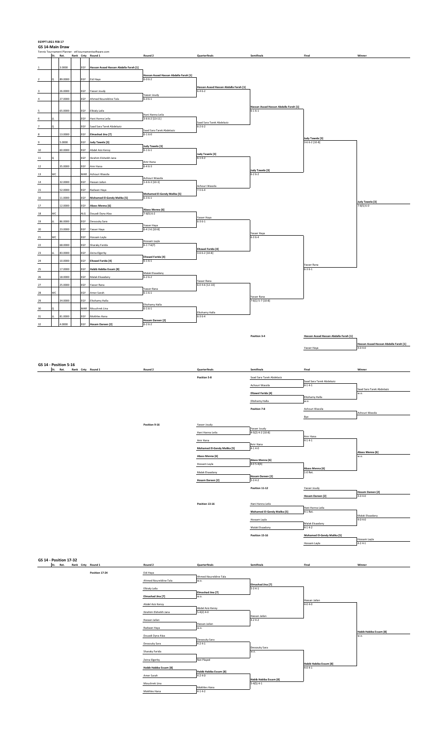**EGYPT L6G1 FEB 17**

## GS 14-Main Draw

Tennis Tournament Planner - etf.tournamentsoftware.com

| # | St. | Rat. | Rank | Cnty | Round 1 | Round 2 | Quarterfinals | Semifinals | Final | Winner |
|---|---|---|---|---|---|---|---|---|---|---|
| 1 | | 3.0000 | | EGY | **Hassan Asaad Hassan Abdalla Farah [1]** | | | | | |
| 2 | Q | 89.0000 | | EGY | Eid Haya | Hassan Asaad Hassan Abdalla Farah [1] 6-0 6-2 | | | | |
| 3 | | 26.0000 | | EGY | Yasser Joudy | | Hassan Asaad Hassan Abdalla Farah [1] 6-4 6-2 | | | |
| 4 | | 27.0000 | | EGY | Ahmed Noureldine Tala | Yasser Joudy 6-0 6-1 | | | | |
| 5 | | 65.0000 | | EGY | Elbialy Laila | | | Hassan Asaad Hassan Abdalla Farah [1] 6-1 6-1 | | |
| 6 | LL | | | EGY | Hani Hanna Leila | Hani Hanna Leila 3-6 6-2 [13-11] | | | | |
| 7 | Q | | | EGY | Saad Sara Tarek Abdelaziz | | Saad Sara Tarek Abdelaziz 6-2 6-2 | | | |
| 8 | | 13.0000 | | EGY | **Elmashad Jina [7]** | Saad Sara Tarek Abdelaziz 6-1 6-0 | | | | |
| 9 | | 5.0000 | | EGY | **Judy Tawela [3]** | | | | Judy Tawela [3] 3-6 6-2 [10-8] | |
| 10 | | 60.0000 | | EGY | Abdel Aziz Kenzy | Judy Tawela [3] 6-1 6-1 | | | | |
| 11 | Q | | | EGY | Ibrahim Elsheikh Jana | | Judy Tawela [3] 6-1 6-2 | | | |
| 12 | | 35.0000 | | EGY | Amr Hana | Amr Hana 6-4 6-3 | | | | |
| 13 | WC | | | MAR | Achouri Wassila | | | Judy Tawela [3] 6-2 6-2 | | |
| 14 | | 32.0000 | | EGY | Hassan Jailan | Achouri Wassila 1-6 6-3 [10-3] | | | | |
| 15 | | 52.0000 | | EGY | Radwan Haya | | Achouri Wassila 7-5 6-4 | | | |
| 16 | | 11.0000 | | EGY | **Mohamed El-Gendy Malika [5]** | Mohamed El-Gendy Malika [5] 6-3 6-1 | | | | |
| 17 | | 12.0000 | | EGY | **Abass Menna [6]** | | | | | Judy Tawela [3] 7-6(5) 6-0 |
| 18 | WC | | | ALG | Douadi Dyna Alaa | Abass Menna [6] 7-6(5) 6-2 | | | | |
| 19 | LL | 86.0000 | | EGY | Dessouky Sara | | Yasser Haya 6-3 6-1 | | | |
| 20 | | 23.0000 | | EGY | Yasser Haya | Yasser Haya 6-4 2-6 [10-8] | | | | |
| 21 | WC | | | EGY | Hossam Layla | | | Yasser Haya 6-3 6-4 | | |
| 22 | | 68.0000 | | EGY | Sharaky Farida | Hossam Layla 6-1 7-6(7) | | | | |
| 23 | LL | 83.0000 | | EGY | Zeina Elgerby | | Eltawel Farida [4] 3-6 6-2 [10-8] | | | |
| 24 | | 10.0000 | | EGY | **Eltawel Farida [4]** | Eltawel Farida [4] 6-1 6-1 | | | | |
| 25 | | 17.0000 | | EGY | **Habib Habiba Essam [8]** | | | | Yasser Rana 6-3 6-1 | |
| 26 | | 18.0000 | | EGY | Malak Elsaadany | Malak Elsaadany 6-2 6-2 | | | | |
| 27 | | 25.0000 | | EGY | Yasser Rana | | Yasser Rana 6-0 4-6 [12-10] | | | |
| 28 | WC | | | EGY | Amer Sarah | Yasser Rana 6-1 6-1 | | | | |
| 29 | | 34.0000 | | EGY | Eltohamy Halla | | | Yasser Rana 7-6(1) 5-7 [10-8] | | |
| 30 | Q | | | MAR | Mouchrek Lina | Eltohamy Halla 6-1 6-1 | | | | |
| 31 | LL | 81.0000 | | EGY | Mokhles Hana | | Eltohamy Halla 6-3 6-4 | | | |
| 32 | | 4.0000 | | EGY | **Hosam Dareen [2]** | Hosam Dareen [2] 6-2 6-2 | | | | |

**Position 3-4**

| Final | Winner |
|---|---|
| Hassan Asaad Hassan Abdalla Farah [1] | **Hassan Asaad Hassan Abdalla Farah [1]** 4-0 4-0 |
| Yasser Haya | |

## GS 14 - Position 5-16

**Position 5-8**

| Semifinals | Final | Winner |
|---|---|---|
| Saad Sara Tarek Abdelaziz | Saad Sara Tarek Abdelaziz 4-1 4-1 | Saad Sara Tarek Abdelaziz w.o. |
| Achouri Wassila | | |
| **Eltawel Farida [4]** | Eltohamy Halla w.o. | |
| Eltohamy Halla | | |

**Position 7-8**

| Final | Winner |
|---|---|
| Achouri Wassila | Achouri Wassila |
| Bye | |

**Position 9-16**

| Quarterfinals | Semifinals | Final | Winner |
|---|---|---|---|
| Yasser Joudy | Yasser Joudy 4-5(2) 4-2 [10-8] | Amr Hana 4-1 4-1 | **Abass Menna [6]** w.o. |
| Hani Hanna Leila | | | |
| Amr Hana | Amr Hana 4-1 4-0 | | |
| **Mohamed El-Gendy Malika [5]** | | | |
| **Abass Menna [6]** | **Abass Menna [6]** 4-0 5-4(4) | **Abass Menna [6]** 1-0 Ret. | |
| Hossam Layla | | | |
| Malak Elsaadany | **Hosam Dareen [2]** 5-3 4-2 | | |
| **Hosam Dareen [2]** | | | |

**Position 11-12**

| Final | Winner |
|---|---|
| Yasser Joudy | **Hosam Dareen [2]** 4-0 4-0 |
| **Hosam Dareen [2]** | |

**Position 13-16**

| Semifinals | Final | Winner |
|---|---|---|
| Hani Hanna Leila | Hani Hanna Leila 4-1 Ret. | Malak Elsaadany 4-0 4-0 |
| **Mohamed El-Gendy Malika [5]** | | |
| Hossam Layla | Malak Elsaadany 4-1 4-2 | |
| Malak Elsaadany | | |

**Position 15-16**

| Final | Winner |
|---|---|
| **Mohamed El-Gendy Malika [5]** | Hossam Layla 4-2 4-1 |
| Hossam Layla | |

## GS 14 - Position 17-32

**Position 17-24**

| Round 2 | Quarterfinals | Semifinals | Final | Winner |
|---|---|---|---|---|
| Eid Haya | Ahmed Noureldine Tala w.o. | **Elmashad Jina [7]** 5-3 4-1 | Hassan Jailan 4-0 4-0 | **Habib Habiba Essam [8]** w.o. |
| Ahmed Noureldine Tala | | | | |
| Elbialy Laila | **Elmashad Jina [7]** w.o. | | | |
| **Elmashad Jina [7]** | | | | |
| Abdel Aziz Kenzy | Abdel Aziz Kenzy 5-4(2) 4-0 | Hassan Jailan 4-2 4-2 | | |
| Ibrahim Elsheikh Jana | | | | |
| Hassan Jailan | Hassan Jailan w.o. | | | |
| Radwan Haya | | | | |
| Douadi Dyna Alaa | Dessouky Sara 4-2 4-1 | Dessouky Sara w.o. | **Habib Habiba Essam [8]** 4-0 4-1 | |
| Dessouky Sara | | | | |
| Sharaky Farida | Not Played | | | |
| Zeina Elgerby | | | | |
| **Habib Habiba Essam [8]** | **Habib Habiba Essam [8]** 4-2 4-0 | **Habib Habiba Essam [8]** 5-4(5) 4-1 | | |
| Amer Sarah | | | | |
| Mouchrek Lina | Mokhles Hana 4-1 4-2 | | | |
| Mokhles Hana | | | | |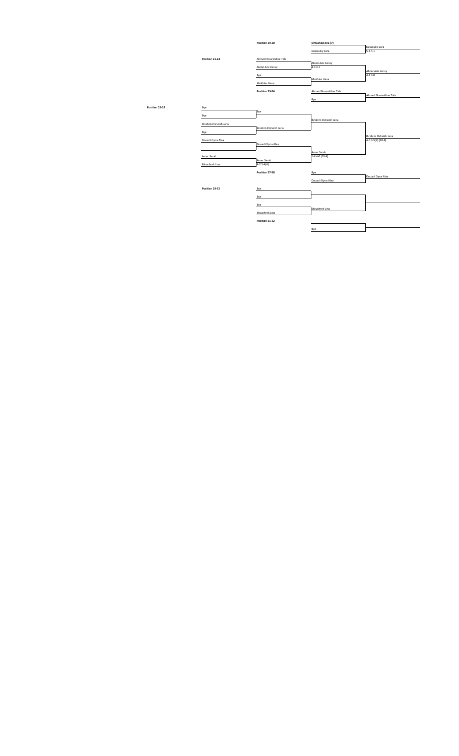**Position 19-20**

| Round 1 | Winner |
|---|---|
| Elmashad Jina [7] | |
| Dessouky Sara | Dessouky Sara 5-3 4-1 |

**Position 21-24**

| Round 1 | Round 2 | Winner |
|---|---|---|
| Ahmed Noureldine Tala | | |
| Abdel Aziz Kenzy | Abdel Aziz Kenzy 4-0 4-1 | |
| Bye | | |
| Mokhles Hana | Mokhles Hana | Abdel Aziz Kenzy 4-2 4-0 |

**Position 23-24**

| Round 1 | Winner |
|---|---|
| Ahmed Noureldine Tala | |
| Bye | Ahmed Noureldine Tala |

**Position 25-32**

| Round 1 | Round 2 | Round 3 | Winner |
|---|---|---|---|
| Bye | | | |
| Bye | Bye | | |
| Ibrahim Elsheikh Jana | | | |
| Bye | Ibrahim Elsheikh Jana | Ibrahim Elsheikh Jana | |
| Douadi Dyna Alaa | | | |
| | Douadi Dyna Alaa | | |
| Amer Sarah | | | |
| Mouchrek Lina | Amer Sarah 4-2 5-4(4) | Amer Sarah 1-4 4-0 [10-4] | Ibrahim Elsheikh Jana 4-0 4-5(2) [10-4] |

**Position 27-28**

| Round 1 | Winner |
|---|---|
| Bye | |
| Douadi Dyna Alaa | Douadi Dyna Alaa |

**Position 29-32**

| Round 1 | Round 2 | Winner |
|---|---|---|
| Bye | | |
| Bye | | |
| Bye | | |
| Mouchrek Lina | Mouchrek Lina | |

**Position 31-32**

| Round 1 | Winner |
|---|---|
| | |
| Bye | |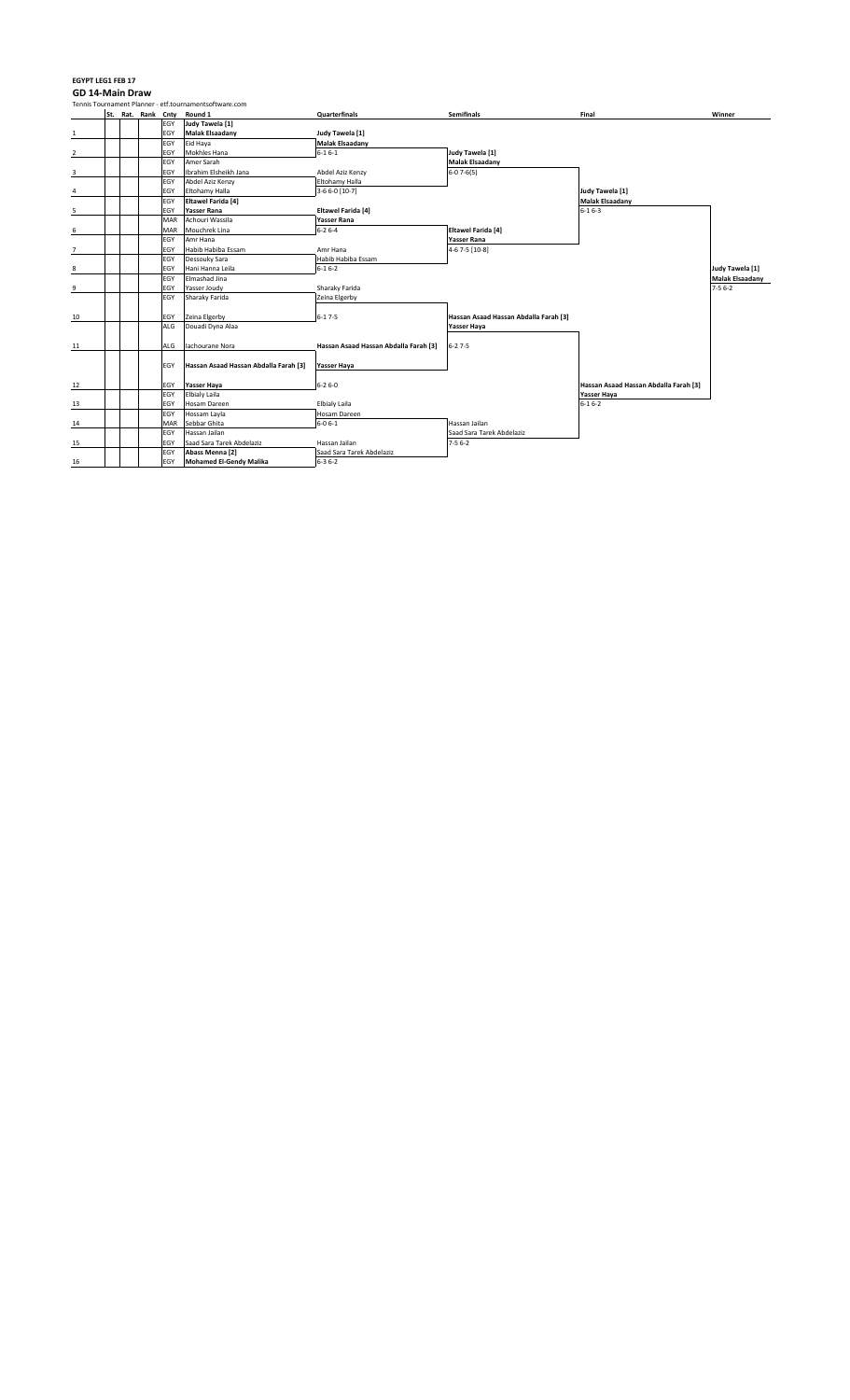**EGYPT LEG1 FEB 17**

## GD 14-Main Draw

Tennis Tournament Planner - etf.tournamentsoftware.com

| | St. | Rat. | Rank | Cnty | Round 1 | Quarterfinals | Semifinals | Final | Winner |
|---|---|---|---|---|---|---|---|---|---|
| 1 | | | | EGY | **Judy Tawela [1]** | | | | |
| | | | | EGY | **Malak Elsaadany** | **Judy Tawela [1]** | | | |
| 2 | | | | EGY | Eid Haya | **Malak Elsaadany** | | | |
| | | | | EGY | Mokhles Hana | 6-1 6-1 | **Judy Tawela [1]** | | |
| 3 | | | | EGY | Amer Sarah | | **Malak Elsaadany** | | |
| | | | | EGY | Ibrahim Elsheikh Jana | Abdel Aziz Kenzy | 6-0 7-6(5) | | |
| 4 | | | | EGY | Abdel Aziz Kenzy | Eltohamy Halla | | | |
| | | | | EGY | Eltohamy Halla | 3-6 6-0 [10-7] | | **Judy Tawela [1]** | |
| 5 | | | | EGY | **Eltawel Farida [4]** | | | **Malak Elsaadany** | |
| | | | | EGY | **Yasser Rana** | **Eltawel Farida [4]** | | 6-1 6-3 | |
| 6 | | | | MAR | Achouri Wassila | **Yasser Rana** | | | |
| | | | | MAR | Mouchrek Lina | 6-2 6-4 | **Eltawel Farida [4]** | | |
| 7 | | | | EGY | Amr Hana | | **Yasser Rana** | | |
| | | | | EGY | Habib Habiba Essam | Amr Hana | 4-6 7-5 [10-8] | | |
| 8 | | | | EGY | Dessouky Sara | Habib Habiba Essam | | | |
| | | | | EGY | Hani Hanna Leila | 6-1 6-2 | | | **Judy Tawela [1]** |
| 9 | | | | EGY | Elmashad Jina | | | | **Malak Elsaadany** |
| | | | | EGY | Yasser Joudy | Sharaky Farida | | | 7-5 6-2 |
| 10 | | | | EGY | Sharaky Farida | Zeina Elgerby | | | |
| | | | | EGY | Zeina Elgerby | 6-1 7-5 | **Hassan Asaad Hassan Abdalla Farah [3]** | | |
| 11 | | | | ALG | Douadi Dyna Alaa | | **Yasser Haya** | | |
| | | | | ALG | Jachourane Nora | **Hassan Asaad Hassan Abdalla Farah [3]** | 6-2 7-5 | | |
| 12 | | | | EGY | **Hassan Asaad Hassan Abdalla Farah [3]** | **Yasser Haya** | | | |
| | | | | EGY | **Yasser Haya** | 6-2 6-0 | | **Hassan Asaad Hassan Abdalla Farah [3]** | |
| 13 | | | | EGY | Elbialy Laila | | | **Yasser Haya** | |
| | | | | EGY | Hosam Dareen | Elbialy Laila | | 6-1 6-2 | |
| 14 | | | | EGY | Hossam Layla | Hosam Dareen | | | |
| | | | | MAR | Sebbar Ghita | 6-0 6-1 | Hassan Jailan | | |
| 15 | | | | EGY | Hassan Jailan | | Saad Sara Tarek Abdelaziz | | |
| | | | | EGY | Saad Sara Tarek Abdelaziz | Hassan Jailan | 7-5 6-2 | | |
| 16 | | | | EGY | **Abass Menna [2]** | Saad Sara Tarek Abdelaziz | | | |
| | | | | EGY | **Mohamed El-Gendy Malika** | 6-3 6-2 | | | |